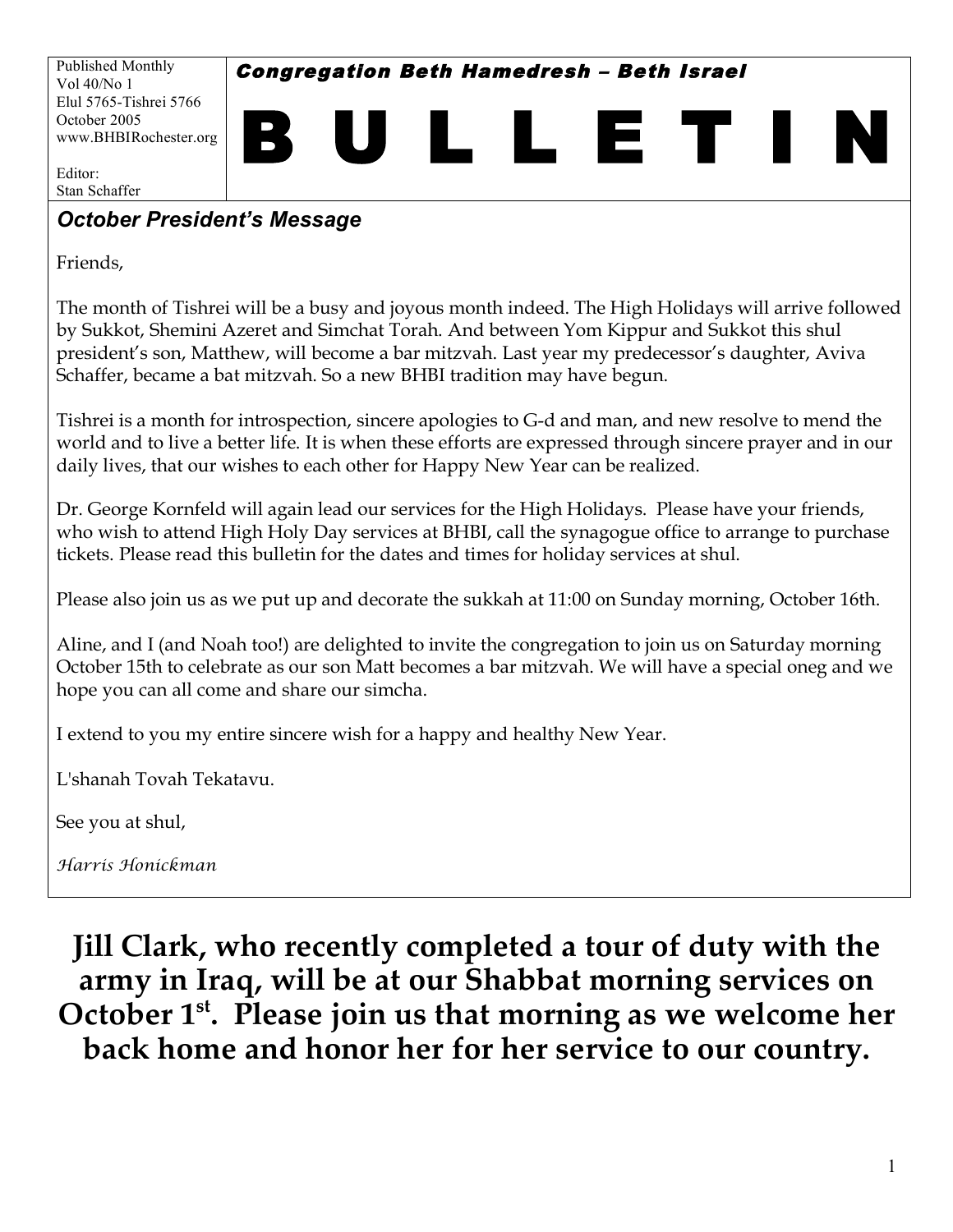Published Monthly
Vol 40/No 1
Elul 5765-Tishrei 5766
October 2005
www.BHBIRochester.org

Editor:
Stan Schaffer

**Congregation Beth Hamedresh – Beth Israel**

# B U L L E T I N

## *October President's Message*

Friends,

The month of Tishrei will be a busy and joyous month indeed. The High Holidays will arrive followed by Sukkot, Shemini Azeret and Simchat Torah. And between Yom Kippur and Sukkot this shul president's son, Matthew, will become a bar mitzvah. Last year my predecessor's daughter, Aviva Schaffer, became a bat mitzvah. So a new BHBI tradition may have begun.

Tishrei is a month for introspection, sincere apologies to G-d and man, and new resolve to mend the world and to live a better life. It is when these efforts are expressed through sincere prayer and in our daily lives, that our wishes to each other for Happy New Year can be realized.

Dr. George Kornfeld will again lead our services for the High Holidays. Please have your friends, who wish to attend High Holy Day services at BHBI, call the synagogue office to arrange to purchase tickets. Please read this bulletin for the dates and times for holiday services at shul.

Please also join us as we put up and decorate the sukkah at 11:00 on Sunday morning, October 16th.

Aline, and I (and Noah too!) are delighted to invite the congregation to join us on Saturday morning October 15th to celebrate as our son Matt becomes a bar mitzvah. We will have a special oneg and we hope you can all come and share our simcha.

I extend to you my entire sincere wish for a happy and healthy New Year.

L'shanah Tovah Tekatavu.

See you at shul,

*Harris Honickman*

**Jill Clark, who recently completed a tour of duty with the army in Iraq, will be at our Shabbat morning services on October 1st. Please join us that morning as we welcome her back home and honor her for her service to our country.**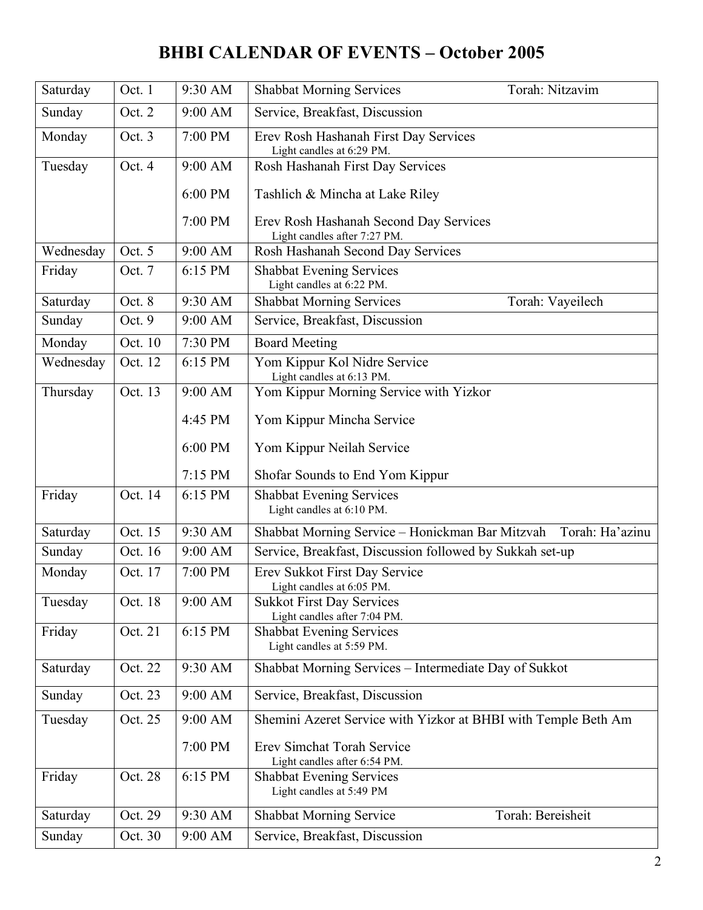# BHBI CALENDAR OF EVENTS – October 2005

| | | | |
|---|---|---|---|
| Saturday | Oct. 1 | 9:30 AM | Shabbat Morning Services Torah: Nitzavim |
| Sunday | Oct. 2 | 9:00 AM | Service, Breakfast, Discussion |
| Monday | Oct. 3 | 7:00 PM | Erev Rosh Hashanah First Day Services<br>Light candles at 6:29 PM. |
| Tuesday | Oct. 4 | 9:00 AM<br>6:00 PM<br>7:00 PM | Rosh Hashanah First Day Services<br>Tashlich & Mincha at Lake Riley<br>Erev Rosh Hashanah Second Day Services<br>Light candles after 7:27 PM. |
| Wednesday | Oct. 5 | 9:00 AM | Rosh Hashanah Second Day Services |
| Friday | Oct. 7 | 6:15 PM | Shabbat Evening Services<br>Light candles at 6:22 PM. |
| Saturday | Oct. 8 | 9:30 AM | Shabbat Morning Services Torah: Vayeilech |
| Sunday | Oct. 9 | 9:00 AM | Service, Breakfast, Discussion |
| Monday | Oct. 10 | 7:30 PM | Board Meeting |
| Wednesday | Oct. 12 | 6:15 PM | Yom Kippur Kol Nidre Service<br>Light candles at 6:13 PM. |
| Thursday | Oct. 13 | 9:00 AM<br>4:45 PM<br>6:00 PM<br>7:15 PM | Yom Kippur Morning Service with Yizkor<br>Yom Kippur Mincha Service<br>Yom Kippur Neilah Service<br>Shofar Sounds to End Yom Kippur |
| Friday | Oct. 14 | 6:15 PM | Shabbat Evening Services<br>Light candles at 6:10 PM. |
| Saturday | Oct. 15 | 9:30 AM | Shabbat Morning Service – Honickman Bar Mitzvah Torah: Ha'azinu |
| Sunday | Oct. 16 | 9:00 AM | Service, Breakfast, Discussion followed by Sukkah set-up |
| Monday | Oct. 17 | 7:00 PM | Erev Sukkot First Day Service<br>Light candles at 6:05 PM. |
| Tuesday | Oct. 18 | 9:00 AM | Sukkot First Day Services<br>Light candles after 7:04 PM. |
| Friday | Oct. 21 | 6:15 PM | Shabbat Evening Services<br>Light candles at 5:59 PM. |
| Saturday | Oct. 22 | 9:30 AM | Shabbat Morning Services – Intermediate Day of Sukkot |
| Sunday | Oct. 23 | 9:00 AM | Service, Breakfast, Discussion |
| Tuesday | Oct. 25 | 9:00 AM<br>7:00 PM | Shemini Azeret Service with Yizkor at BHBI with Temple Beth Am<br>Erev Simchat Torah Service<br>Light candles after 6:54 PM. |
| Friday | Oct. 28 | 6:15 PM | Shabbat Evening Services<br>Light candles at 5:49 PM |
| Saturday | Oct. 29 | 9:30 AM | Shabbat Morning Service Torah: Bereisheit |
| Sunday | Oct. 30 | 9:00 AM | Service, Breakfast, Discussion |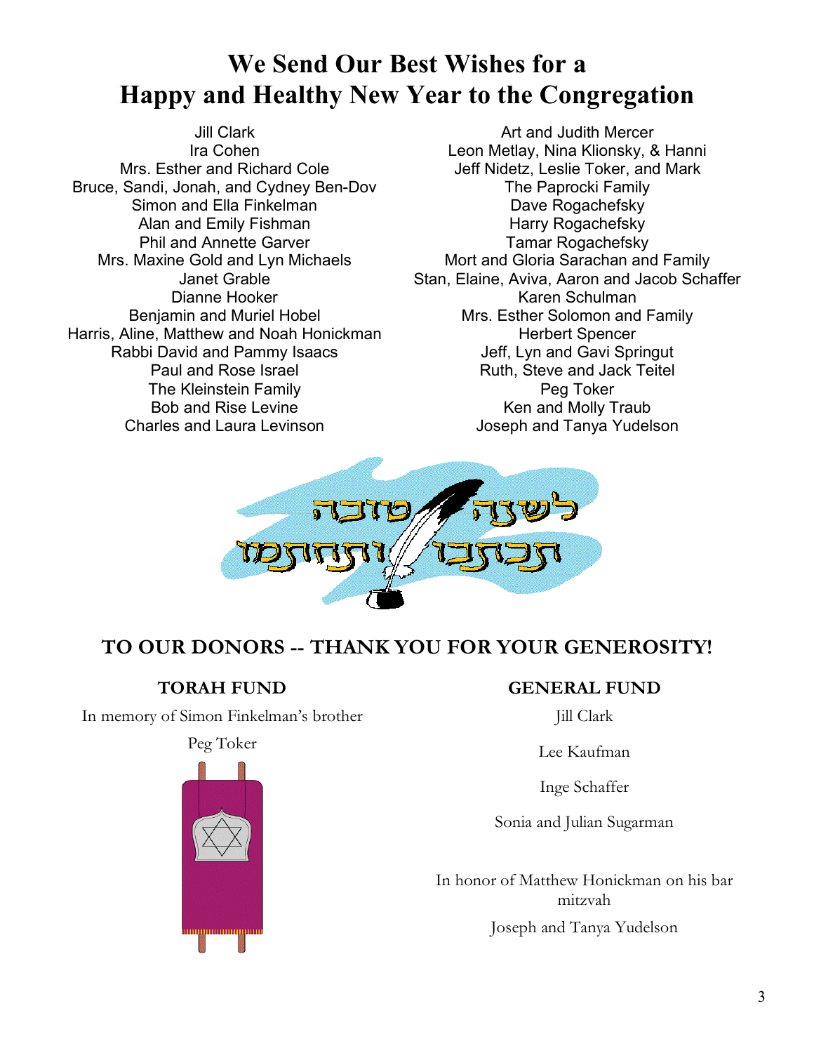# We Send Our Best Wishes for a Happy and Healthy New Year to the Congregation

Jill Clark
Ira Cohen
Mrs. Esther and Richard Cole
Bruce, Sandi, Jonah, and Cydney Ben-Dov
Simon and Ella Finkelman
Alan and Emily Fishman
Phil and Annette Garver
Mrs. Maxine Gold and Lyn Michaels
Janet Grable
Dianne Hooker
Benjamin and Muriel Hobel
Harris, Aline, Matthew and Noah Honickman
Rabbi David and Pammy Isaacs
Paul and Rose Israel
The Kleinstein Family
Bob and Rise Levine
Charles and Laura Levinson

Art and Judith Mercer
Leon Metlay, Nina Klionsky, & Hanni
Jeff Nidetz, Leslie Toker, and Mark
The Paprocki Family
Dave Rogachefsky
Harry Rogachefsky
Tamar Rogachefsky
Mort and Gloria Sarachan and Family
Stan, Elaine, Aviva, Aaron and Jacob Schaffer
Karen Schulman
Mrs. Esther Solomon and Family
Herbert Spencer
Jeff, Lyn and Gavi Springut
Ruth, Steve and Jack Teitel
Peg Toker
Ken and Molly Traub
Joseph and Tanya Yudelson

לשנה טובה
תכתבו ותחתמו

## TO OUR DONORS -- THANK YOU FOR YOUR GENEROSITY!

### TORAH FUND

In memory of Simon Finkelman's brother

Peg Toker

### GENERAL FUND

Jill Clark

Lee Kaufman

Inge Schaffer

Sonia and Julian Sugarman

In honor of Matthew Honickman on his bar mitzvah

Joseph and Tanya Yudelson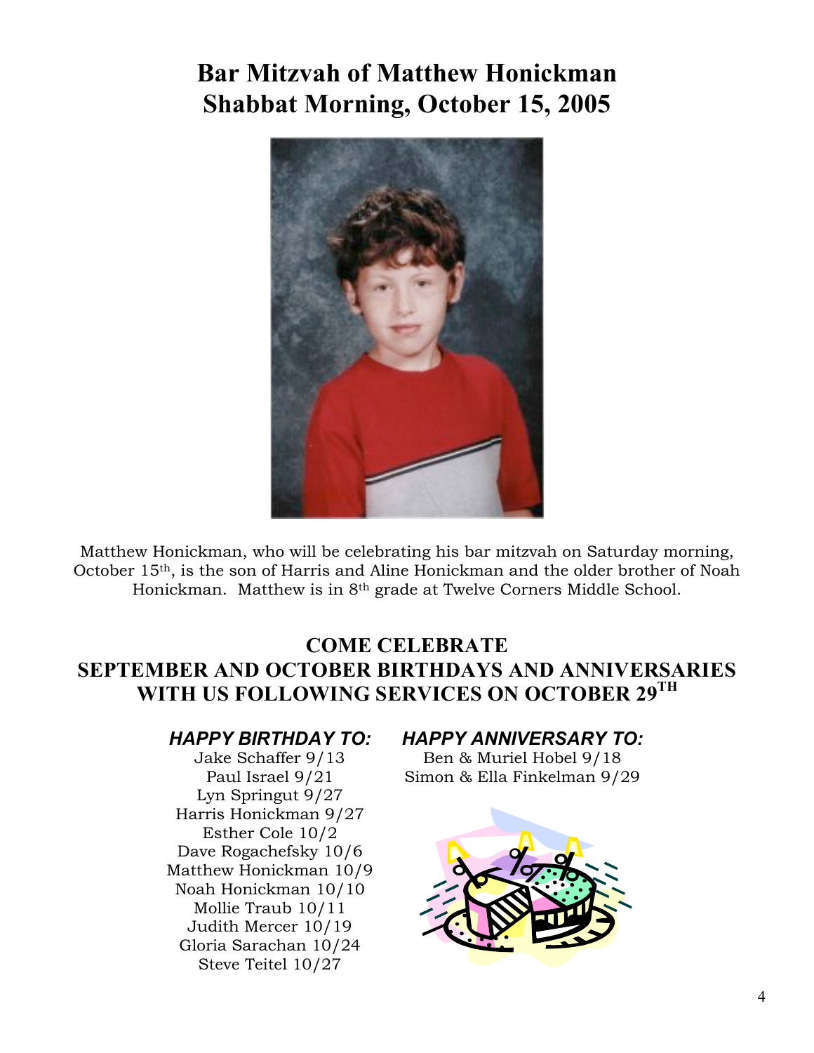# Bar Mitzvah of Matthew Honickman
# Shabbat Morning, October 15, 2005

Matthew Honickman, who will be celebrating his bar mitzvah on Saturday morning, October 15th, is the son of Harris and Aline Honickman and the older brother of Noah Honickman. Matthew is in 8th grade at Twelve Corners Middle School.

## COME CELEBRATE
## SEPTEMBER AND OCTOBER BIRTHDAYS AND ANNIVERSARIES WITH US FOLLOWING SERVICES ON OCTOBER 29TH

***HAPPY BIRTHDAY TO:***

Jake Schaffer 9/13
Paul Israel 9/21
Lyn Springut 9/27
Harris Honickman 9/27
Esther Cole 10/2
Dave Rogachefsky 10/6
Matthew Honickman 10/9
Noah Honickman 10/10
Mollie Traub 10/11
Judith Mercer 10/19
Gloria Sarachan 10/24
Steve Teitel 10/27

***HAPPY ANNIVERSARY TO:***

Ben & Muriel Hobel 9/18
Simon & Ella Finkelman 9/29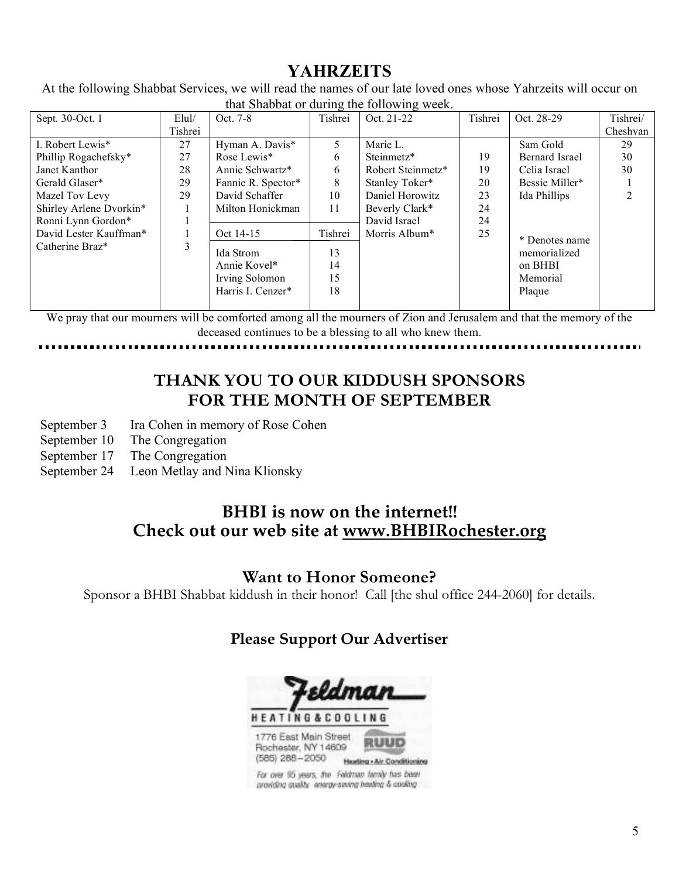# YAHRZEITS

At the following Shabbat Services, we will read the names of our late loved ones whose Yahrzeits will occur on that Shabbat or during the following week.

| Sept. 30-Oct. 1 | Elul/ Tishrei | Oct. 7-8 | Tishrei | Oct. 21-22 | Tishrei | Oct. 28-29 | Tishrei/ Cheshvan |
|---|---|---|---|---|---|---|---|
| I. Robert Lewis* | 27 | Hyman A. Davis* | 5 | Marie L. Steinmetz* | 19 | Sam Gold | 29 |
| Phillip Rogachefsky* | 27 | Rose Lewis* | 6 | Robert Steinmetz* | 19 | Bernard Israel | 30 |
| Janet Kanthor | 28 | Annie Schwartz* | 6 | Stanley Toker* | 20 | Celia Israel | 30 |
| Gerald Glaser* | 29 | Fannie R. Spector* | 8 | Daniel Horowitz | 23 | Bessie Miller* | 1 |
| Mazel Tov Levy | 29 | David Schaffer | 10 | Beverly Clark* | 24 | Ida Phillips | 2 |
| Shirley Arlene Dvorkin* | 1 | Milton Honickman | 11 | David Israel | 24 | | |
| Ronni Lynn Gordon* | 1 | **Oct 14-15** | **Tishrei** | Morris Album* | 25 | | |
| David Lester Kauffman* | 1 | Ida Strom | 13 | | | * Denotes name memorialized on BHBI Memorial Plaque | |
| Catherine Braz* | 3 | Annie Kovel* | 14 | | | | |
| | | Irving Solomon | 15 | | | | |
| | | Harris I. Cenzer* | 18 | | | | |

We pray that our mourners will be comforted among all the mourners of Zion and Jerusalem and that the memory of the deceased continues to be a blessing to all who knew them.

## THANK YOU TO OUR KIDDUSH SPONSORS FOR THE MONTH OF SEPTEMBER

September 3 Ira Cohen in memory of Rose Cohen
September 10 The Congregation
September 17 The Congregation
September 24 Leon Metlay and Nina Klionsky

## BHBI is now on the internet!! Check out our web site at www.BHBIRochester.org

### Want to Honor Someone?

Sponsor a BHBI Shabbat kiddush in their honor! Call [the shul office 244-2060] for details.

### Please Support Our Advertiser

Feldman
HEATING & COOLING
1776 East Main Street
Rochester, NY 14609
(585) 288-2050
RUUD
Heating • Air Conditioning
For over 95 years, the Feldman family has been providing quality, energy-saving heating & cooling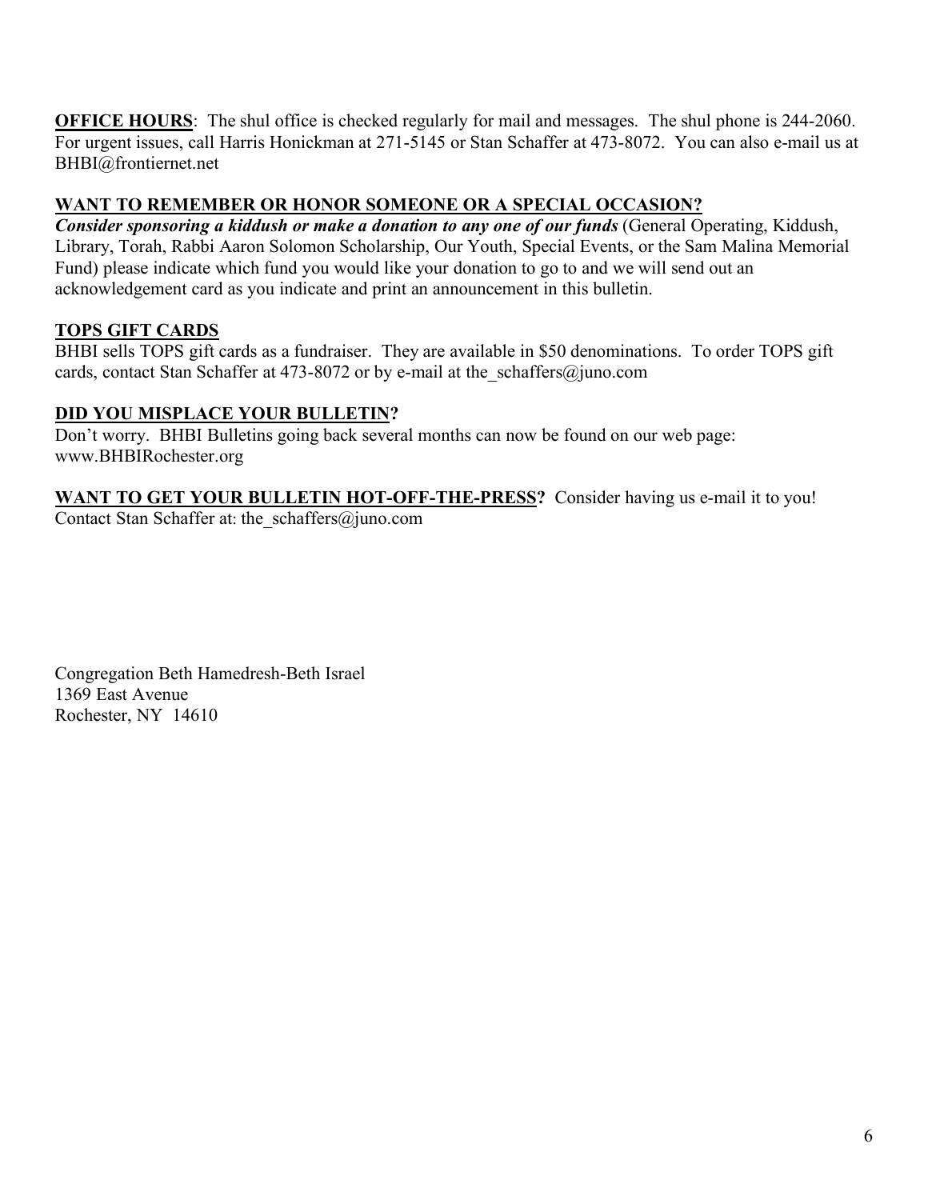**<u>OFFICE HOURS</u>**: The shul office is checked regularly for mail and messages. The shul phone is 244-2060. For urgent issues, call Harris Honickman at 271-5145 or Stan Schaffer at 473-8072. You can also e-mail us at BHBI@frontiernet.net

**<u>WANT TO REMEMBER OR HONOR SOMEONE OR A SPECIAL OCCASION?</u>**

***Consider sponsoring a kiddush or make a donation to any one of our funds*** (General Operating, Kiddush, Library, Torah, Rabbi Aaron Solomon Scholarship, Our Youth, Special Events, or the Sam Malina Memorial Fund) please indicate which fund you would like your donation to go to and we will send out an acknowledgement card as you indicate and print an announcement in this bulletin.

**<u>TOPS GIFT CARDS</u>**

BHBI sells TOPS gift cards as a fundraiser. They are available in $50 denominations. To order TOPS gift cards, contact Stan Schaffer at 473-8072 or by e-mail at the_schaffers@juno.com

**<u>DID YOU MISPLACE YOUR BULLETIN</u>?**

Don't worry. BHBI Bulletins going back several months can now be found on our web page: www.BHBIRochester.org

**<u>WANT TO GET YOUR BULLETIN HOT-OFF-THE-PRESS</u>?** Consider having us e-mail it to you! Contact Stan Schaffer at: the_schaffers@juno.com

Congregation Beth Hamedresh-Beth Israel
1369 East Avenue
Rochester, NY 14610